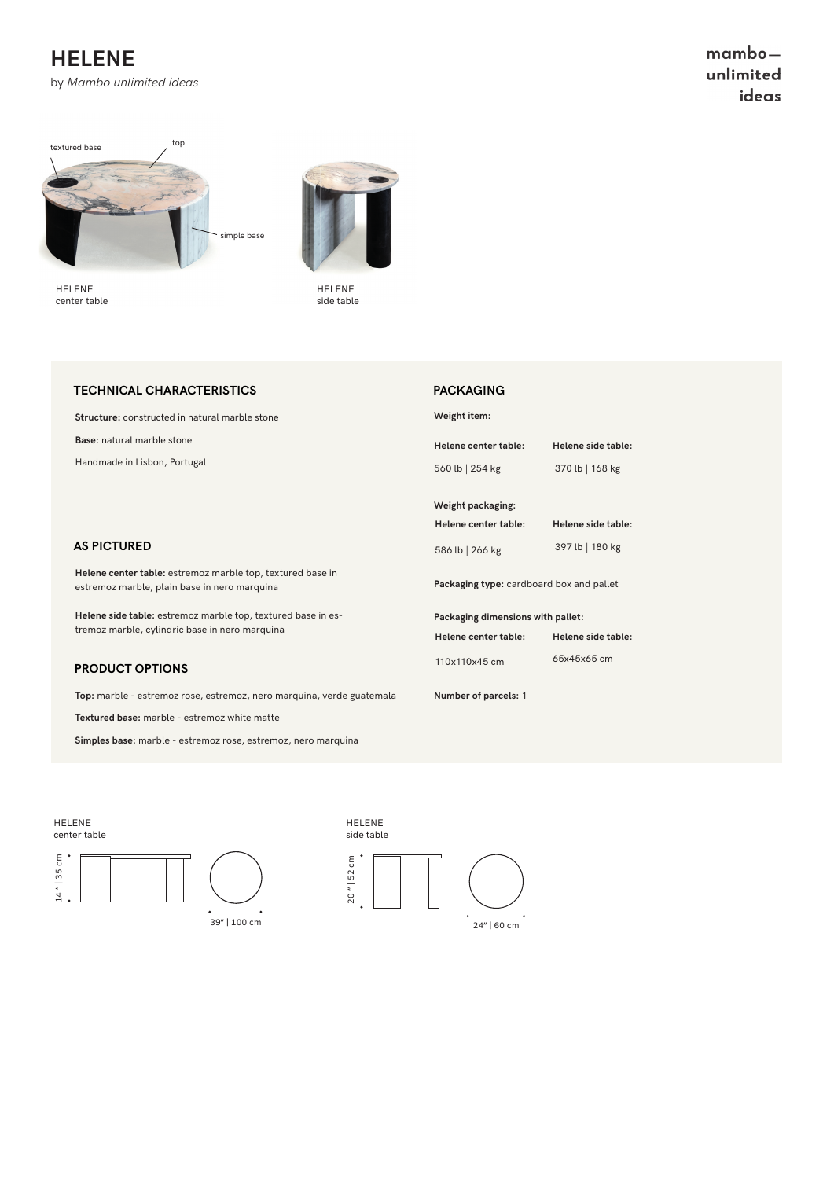# HELENE

by *Mambo unlimited ideas*

mambo— unlimited ideas

textured base

top

simple base

HELENE
center table

HELENE
side table

## TECHNICAL CHARACTERISTICS

**Structure:** constructed in natural marble stone

**Base:** natural marble stone

Handmade in Lisbon, Portugal

## AS PICTURED

**Helene center table:** estremoz marble top, textured base in estremoz marble, plain base in nero marquina

**Helene side table:** estremoz marble top, textured base in estremoz marble, cylindric base in nero marquina

## PRODUCT OPTIONS

**Top:** marble - estremoz rose, estremoz, nero marquina, verde guatemala

**Textured base:** marble - estremoz white matte

**Simples base:** marble - estremoz rose, estremoz, nero marquina

## PACKAGING

**Weight item:**

| Helene center table: | Helene side table: |
|---|---|
| 560 lb \| 254 kg | 370 lb \| 168 kg |

**Weight packaging:**

| Helene center table: | Helene side table: |
|---|---|
| 586 lb \| 266 kg | 397 lb \| 180 kg |

**Packaging type:** cardboard box and pallet

**Packaging dimensions with pallet:**

| Helene center table: | Helene side table: |
|---|---|
| 110x110x45 cm | 65x45x65 cm |

**Number of parcels:** 1

HELENE
center table

14 " | 35 cm

39" | 100 cm

HELENE
side table

20 " | 52 cm

24" | 60 cm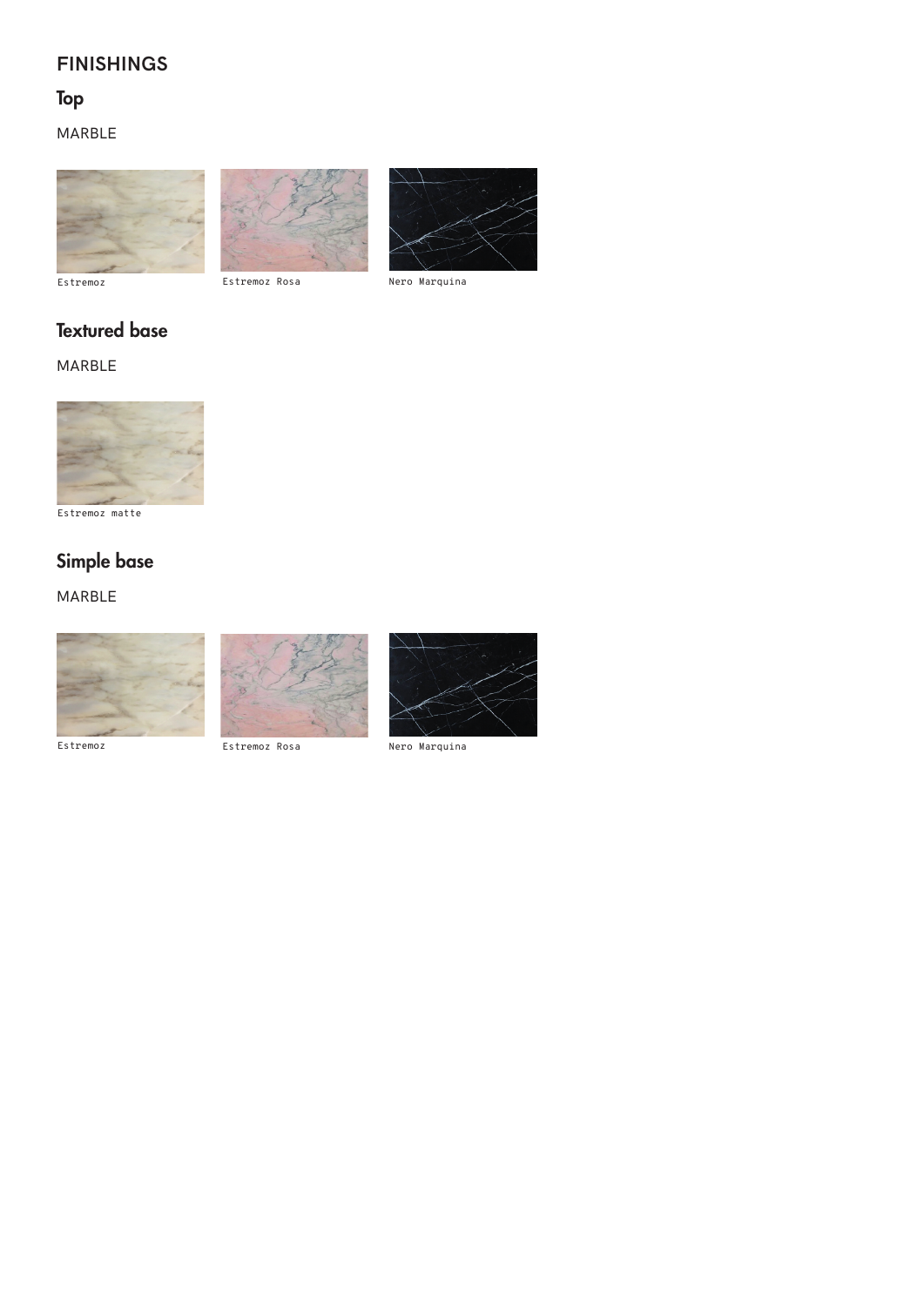## FINISHINGS

### Top

MARBLE

Estremoz

Estremoz Rosa

Nero Marquina

### Textured base

MARBLE

Estremoz matte

### Simple base

MARBLE

Estremoz

Estremoz Rosa

Nero Marquina